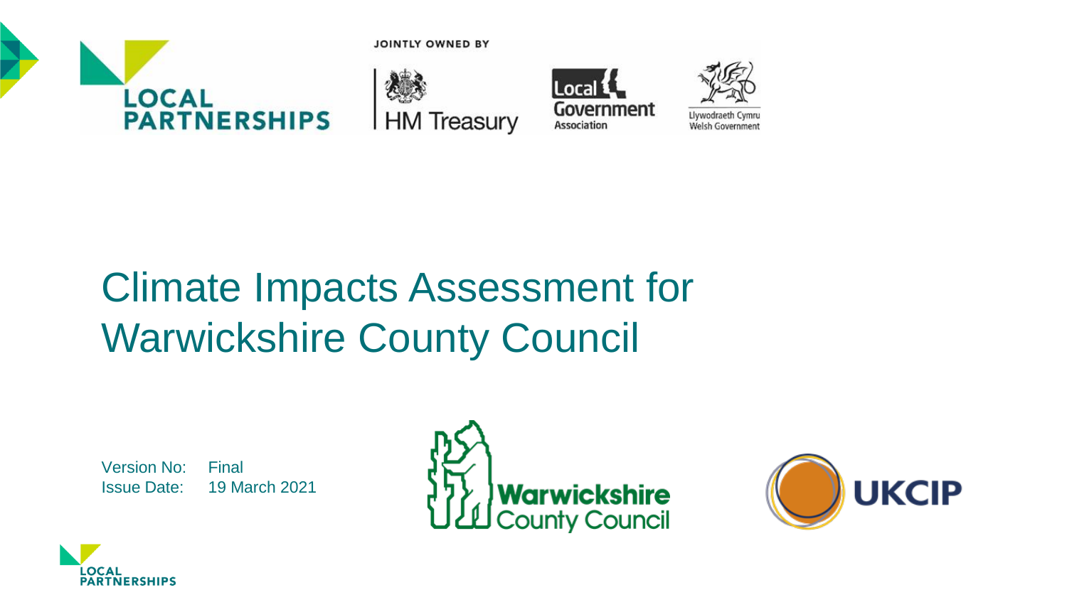# Climate Impacts Assessment for Warwickshire County Council

Version No: Final
Issue Date: 19 March 2021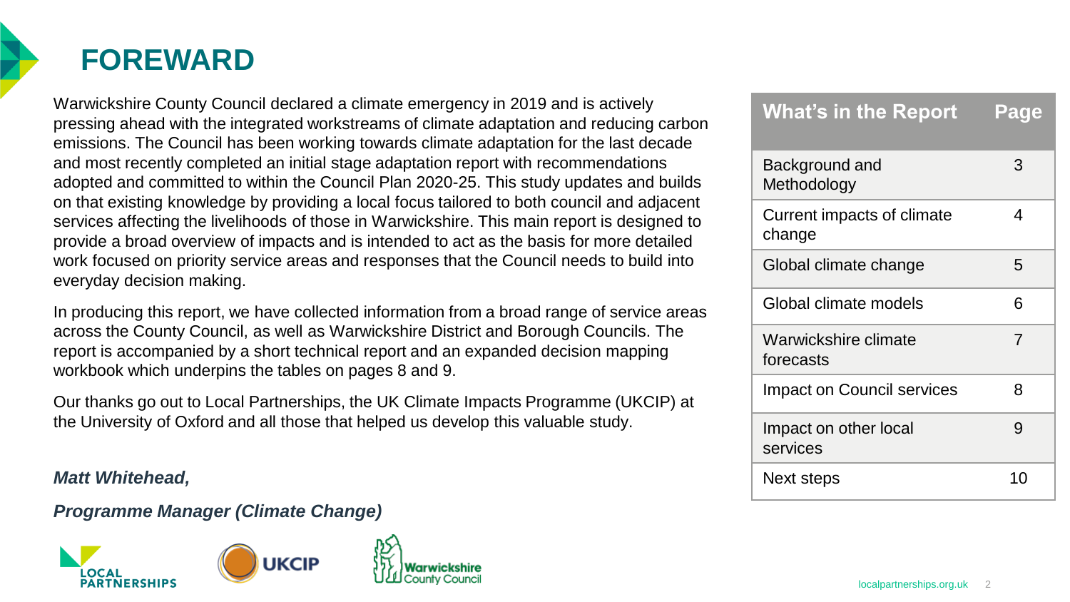# FOREWARD

Warwickshire County Council declared a climate emergency in 2019 and is actively pressing ahead with the integrated workstreams of climate adaptation and reducing carbon emissions. The Council has been working towards climate adaptation for the last decade and most recently completed an initial stage adaptation report with recommendations adopted and committed to within the Council Plan 2020-25. This study updates and builds on that existing knowledge by providing a local focus tailored to both council and adjacent services affecting the livelihoods of those in Warwickshire. This main report is designed to provide a broad overview of impacts and is intended to act as the basis for more detailed work focused on priority service areas and responses that the Council needs to build into everyday decision making.

In producing this report, we have collected information from a broad range of service areas across the County Council, as well as Warwickshire District and Borough Councils. The report is accompanied by a short technical report and an expanded decision mapping workbook which underpins the tables on pages 8 and 9.

Our thanks go out to Local Partnerships, the UK Climate Impacts Programme (UKCIP) at the University of Oxford and all those that helped us develop this valuable study.

***Matt Whitehead,***

***Programme Manager (Climate Change)***

| What's in the Report | Page |
|---|---|
| Background and Methodology | 3 |
| Current impacts of climate change | 4 |
| Global climate change | 5 |
| Global climate models | 6 |
| Warwickshire climate forecasts | 7 |
| Impact on Council services | 8 |
| Impact on other local services | 9 |
| Next steps | 10 |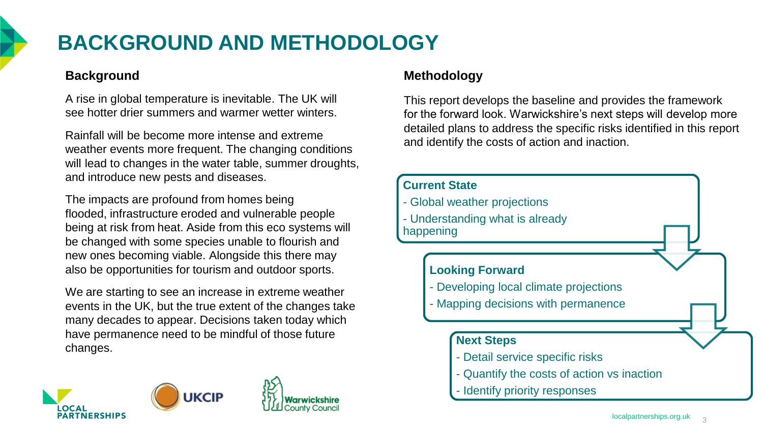# BACKGROUND AND METHODOLOGY

## Background

A rise in global temperature is inevitable. The UK will see hotter drier summers and warmer wetter winters.

Rainfall will be become more intense and extreme weather events more frequent. The changing conditions will lead to changes in the water table, summer droughts, and introduce new pests and diseases.

The impacts are profound from homes being flooded, infrastructure eroded and vulnerable people being at risk from heat. Aside from this eco systems will be changed with some species unable to flourish and new ones becoming viable. Alongside this there may also be opportunities for tourism and outdoor sports.

We are starting to see an increase in extreme weather events in the UK, but the true extent of the changes take many decades to appear. Decisions taken today which have permanence need to be mindful of those future changes.

## Methodology

This report develops the baseline and provides the framework for the forward look. Warwickshire's next steps will develop more detailed plans to address the specific risks identified in this report and identify the costs of action and inaction.

**Current State**

- Global weather projections
- Understanding what is already happening

**Looking Forward**

- Developing local climate projections
- Mapping decisions with permanence

**Next Steps**

- Detail service specific risks
- Quantify the costs of action vs inaction
- Identify priority responses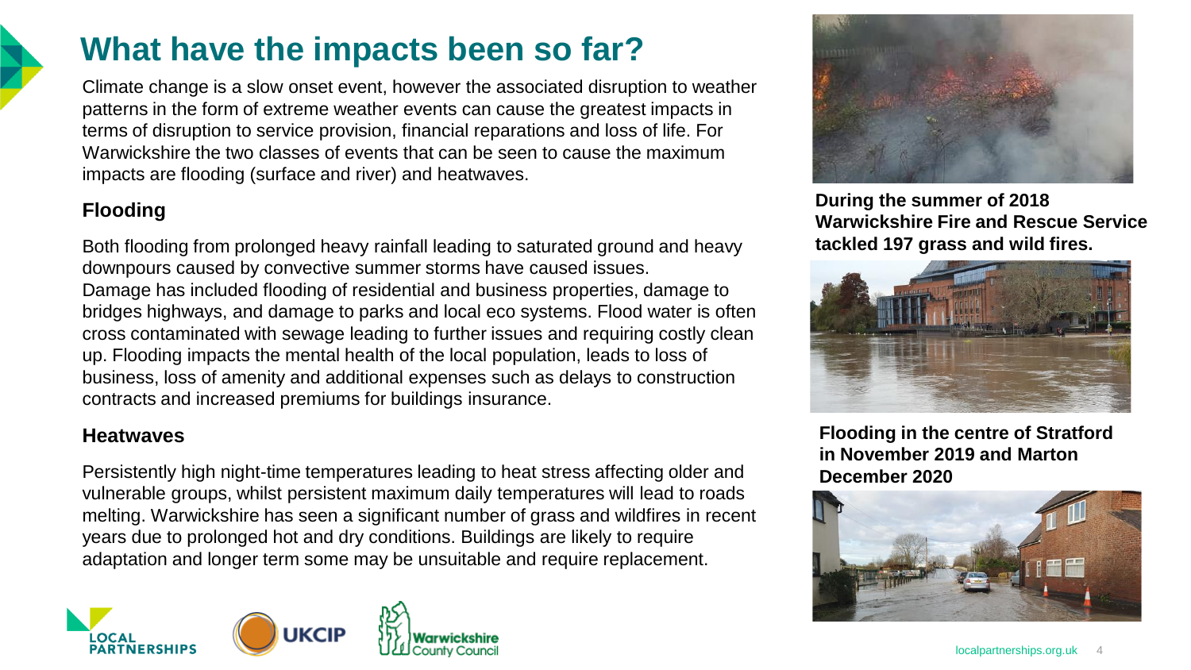# What have the impacts been so far?

Climate change is a slow onset event, however the associated disruption to weather patterns in the form of extreme weather events can cause the greatest impacts in terms of disruption to service provision, financial reparations and loss of life. For Warwickshire the two classes of events that can be seen to cause the maximum impacts are flooding (surface and river) and heatwaves.

### Flooding

Both flooding from prolonged heavy rainfall leading to saturated ground and heavy downpours caused by convective summer storms have caused issues.
Damage has included flooding of residential and business properties, damage to bridges highways, and damage to parks and local eco systems. Flood water is often cross contaminated with sewage leading to further issues and requiring costly clean up. Flooding impacts the mental health of the local population, leads to loss of business, loss of amenity and additional expenses such as delays to construction contracts and increased premiums for buildings insurance.

### Heatwaves

Persistently high night-time temperatures leading to heat stress affecting older and vulnerable groups, whilst persistent maximum daily temperatures will lead to roads melting. Warwickshire has seen a significant number of grass and wildfires in recent years due to prolonged hot and dry conditions. Buildings are likely to require adaptation and longer term some may be unsuitable and require replacement.

**During the summer of 2018 Warwickshire Fire and Rescue Service tackled 197 grass and wild fires.**

**Flooding in the centre of Stratford in November 2019 and Marton December 2020**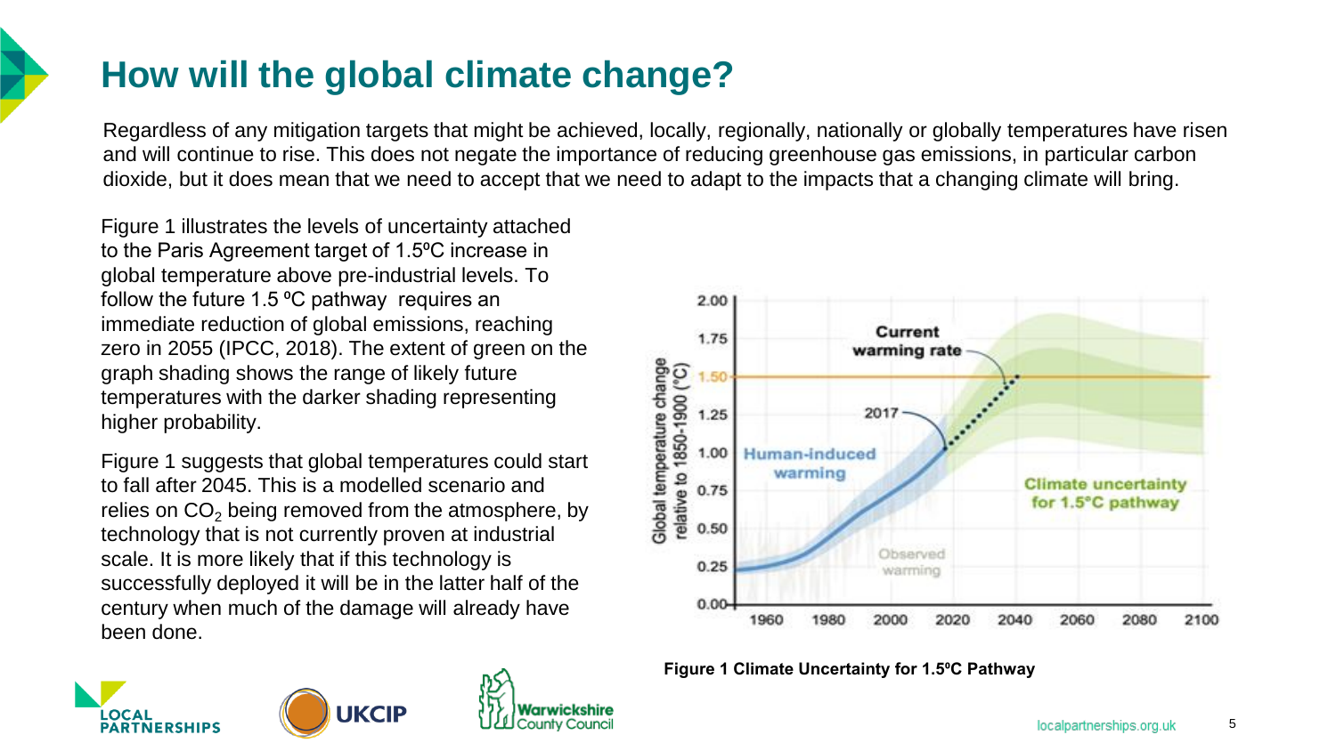# How will the global climate change?

Regardless of any mitigation targets that might be achieved, locally, regionally, nationally or globally temperatures have risen and will continue to rise. This does not negate the importance of reducing greenhouse gas emissions, in particular carbon dioxide, but it does mean that we need to accept that we need to adapt to the impacts that a changing climate will bring.

Figure 1 illustrates the levels of uncertainty attached to the Paris Agreement target of 1.5ºC increase in global temperature above pre-industrial levels. To follow the future 1.5 ºC pathway requires an immediate reduction of global emissions, reaching zero in 2055 (IPCC, 2018). The extent of green on the graph shading shows the range of likely future temperatures with the darker shading representing higher probability.

Figure 1 suggests that global temperatures could start to fall after 2045. This is a modelled scenario and relies on $CO_2$ being removed from the atmosphere, by technology that is not currently proven at industrial scale. It is more likely that if this technology is successfully deployed it will be in the latter half of the century when much of the damage will already have been done.

**Figure 1 Climate Uncertainty for 1.5ºC Pathway**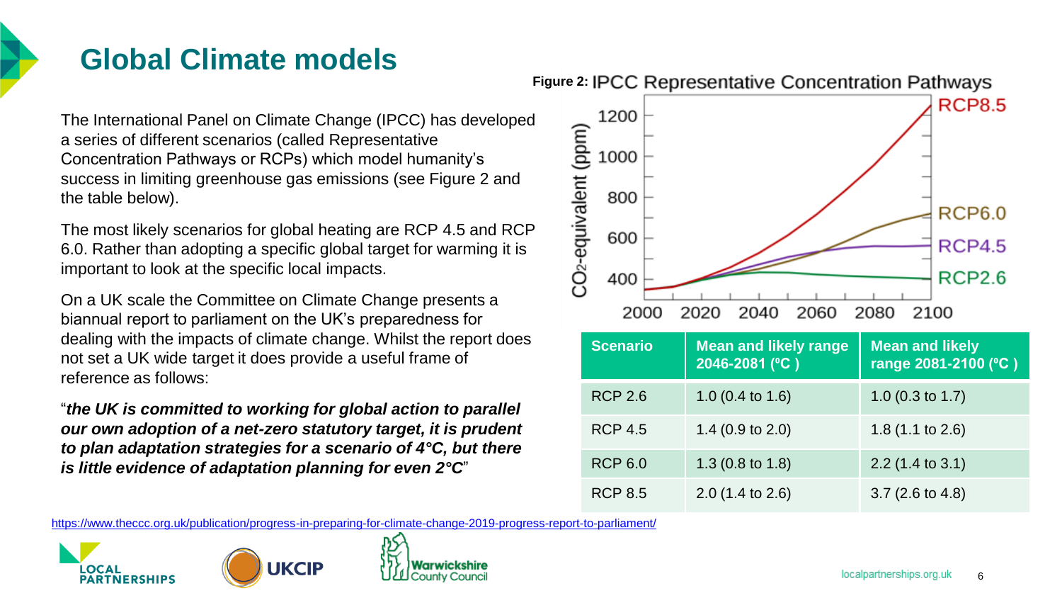# Global Climate models

The International Panel on Climate Change (IPCC) has developed a series of different scenarios (called Representative Concentration Pathways or RCPs) which model humanity's success in limiting greenhouse gas emissions (see Figure 2 and the table below).

The most likely scenarios for global heating are RCP 4.5 and RCP 6.0. Rather than adopting a specific global target for warming it is important to look at the specific local impacts.

On a UK scale the Committee on Climate Change presents a biannual report to parliament on the UK's preparedness for dealing with the impacts of climate change. Whilst the report does not set a UK wide target it does provide a useful frame of reference as follows:

"***the UK is committed to working for global action to parallel our own adoption of a net-zero statutory target, it is prudent to plan adaptation strategies for a scenario of 4°C, but there is little evidence of adaptation planning for even 2°C***"

**Figure 2:** IPCC Representative Concentration Pathways

| Scenario | Mean and likely range 2046-2081 (ºC ) | Mean and likely range 2081-2100 (ºC ) |
| --- | --- | --- |
| RCP 2.6 | 1.0 (0.4 to 1.6) | 1.0 (0.3 to 1.7) |
| RCP 4.5 | 1.4 (0.9 to 2.0) | 1.8 (1.1 to 2.6) |
| RCP 6.0 | 1.3 (0.8 to 1.8) | 2.2 (1.4 to 3.1) |
| RCP 8.5 | 2.0 (1.4 to 2.6) | 3.7 (2.6 to 4.8) |

https://www.theccc.org.uk/publication/progress-in-preparing-for-climate-change-2019-progress-report-to-parliament/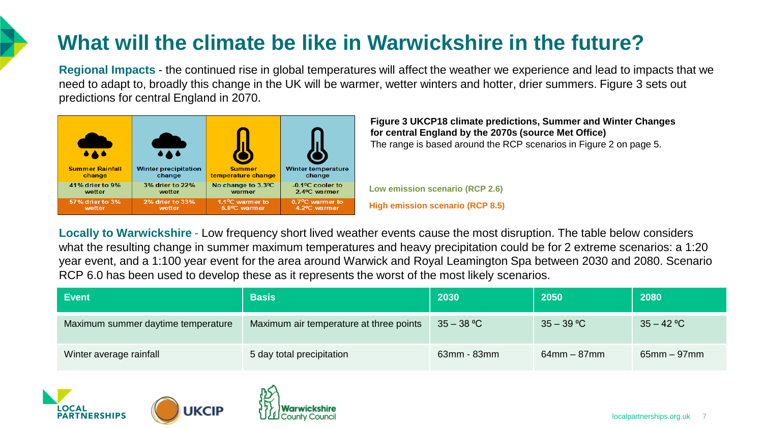# What will the climate be like in Warwickshire in the future?

**Regional Impacts** - the continued rise in global temperatures will affect the weather we experience and lead to impacts that we need to adapt to, broadly this change in the UK will be warmer, wetter winters and hotter, drier summers. Figure 3 sets out predictions for central England in 2070.

| | Summer Rainfall change | Winter precipitation change | Summer temperature change | Winter temperature change |
|---|---|---|---|---|
| Low emission scenario (RCP 2.6) | 41% drier to 9% wetter | 3% drier to 22% wetter | No change to 3.3°C warmer | -0.1°C cooler to 2.4°C warmer |
| High emission scenario (RCP 8.5) | 57% drier to 3% wetter | 2% drier to 33% wetter | 1.1°C warmer to 5.8°C warmer | 0.7°C warmer to 4.2°C warmer |

**Figure 3 UKCP18 climate predictions, Summer and Winter Changes for central England by the 2070s (source Met Office)**
The range is based around the RCP scenarios in Figure 2 on page 5.

**Locally to Warwickshire** - Low frequency short lived weather events cause the most disruption. The table below considers what the resulting change in summer maximum temperatures and heavy precipitation could be for 2 extreme scenarios: a 1:20 year event, and a 1:100 year event for the area around Warwick and Royal Leamington Spa between 2030 and 2080. Scenario RCP 6.0 has been used to develop these as it represents the worst of the most likely scenarios.

| Event | Basis | 2030 | 2050 | 2080 |
|---|---|---|---|---|
| Maximum summer daytime temperature | Maximum air temperature at three points | 35 – 38 ºC | 35 – 39 ºC | 35 – 42 ºC |
| Winter average rainfall | 5 day total precipitation | 63mm - 83mm | 64mm – 87mm | 65mm – 97mm |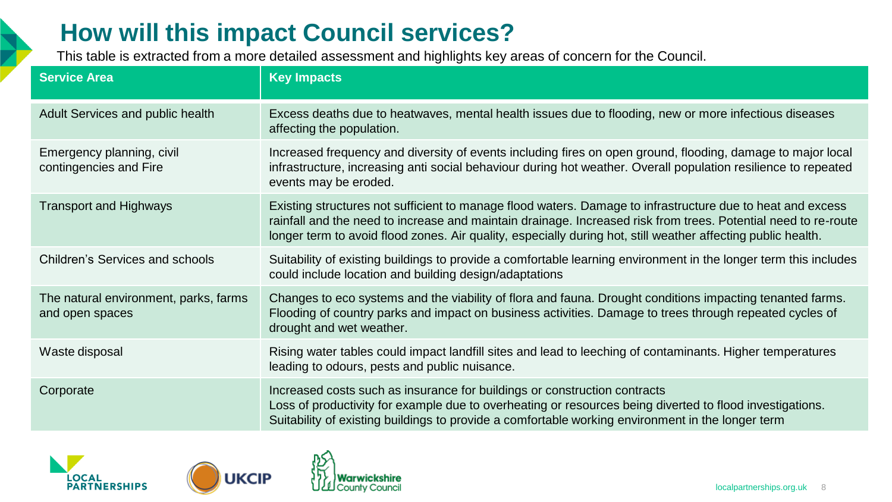# How will this impact Council services?

This table is extracted from a more detailed assessment and highlights key areas of concern for the Council.

| Service Area | Key Impacts |
|---|---|
| Adult Services and public health | Excess deaths due to heatwaves, mental health issues due to flooding, new or more infectious diseases affecting the population. |
| Emergency planning, civil contingencies and Fire | Increased frequency and diversity of events including fires on open ground, flooding, damage to major local infrastructure, increasing anti social behaviour during hot weather. Overall population resilience to repeated events may be eroded. |
| Transport and Highways | Existing structures not sufficient to manage flood waters. Damage to infrastructure due to heat and excess rainfall and the need to increase and maintain drainage. Increased risk from trees. Potential need to re-route longer term to avoid flood zones. Air quality, especially during hot, still weather affecting public health. |
| Children's Services and schools | Suitability of existing buildings to provide a comfortable learning environment in the longer term this includes could include location and building design/adaptations |
| The natural environment, parks, farms and open spaces | Changes to eco systems and the viability of flora and fauna. Drought conditions impacting tenanted farms. Flooding of country parks and impact on business activities. Damage to trees through repeated cycles of drought and wet weather. |
| Waste disposal | Rising water tables could impact landfill sites and lead to leeching of contaminants. Higher temperatures leading to odours, pests and public nuisance. |
| Corporate | Increased costs such as insurance for buildings or construction contracts<br>Loss of productivity for example due to overheating or resources being diverted to flood investigations.<br>Suitability of existing buildings to provide a comfortable working environment in the longer term |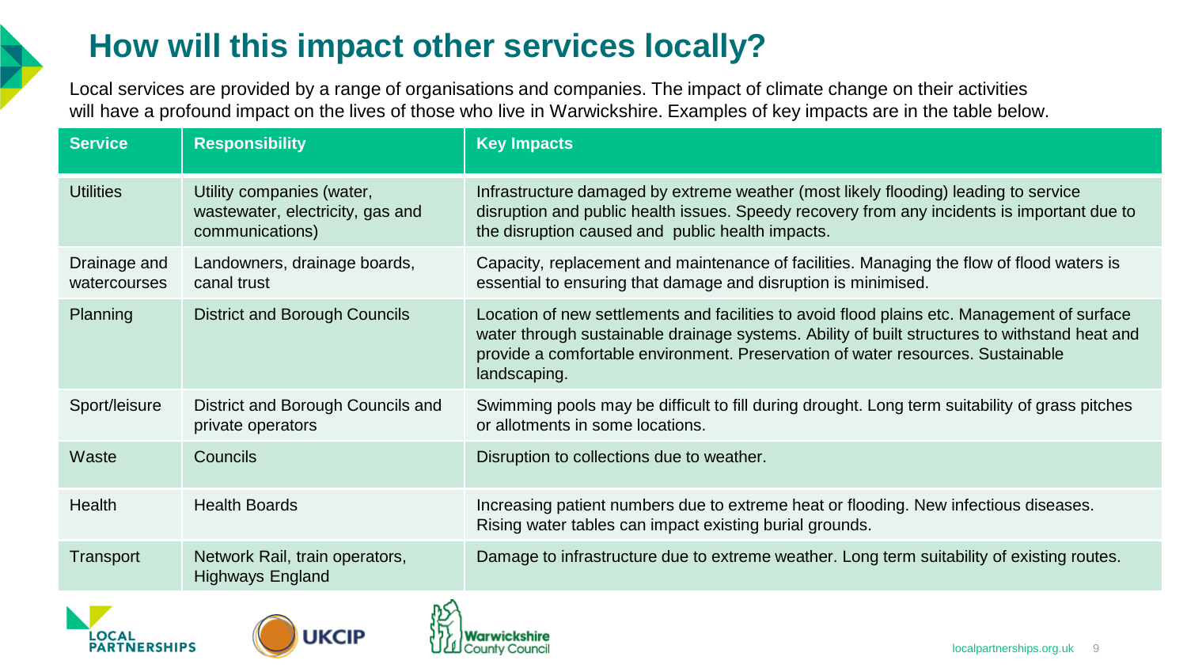# How will this impact other services locally?

Local services are provided by a range of organisations and companies. The impact of climate change on their activities will have a profound impact on the lives of those who live in Warwickshire. Examples of key impacts are in the table below.

| Service | Responsibility | Key Impacts |
|---|---|---|
| Utilities | Utility companies (water, wastewater, electricity, gas and communications) | Infrastructure damaged by extreme weather (most likely flooding) leading to service disruption and public health issues. Speedy recovery from any incidents is important due to the disruption caused and public health impacts. |
| Drainage and watercourses | Landowners, drainage boards, canal trust | Capacity, replacement and maintenance of facilities. Managing the flow of flood waters is essential to ensuring that damage and disruption is minimised. |
| Planning | District and Borough Councils | Location of new settlements and facilities to avoid flood plains etc. Management of surface water through sustainable drainage systems. Ability of built structures to withstand heat and provide a comfortable environment. Preservation of water resources. Sustainable landscaping. |
| Sport/leisure | District and Borough Councils and private operators | Swimming pools may be difficult to fill during drought. Long term suitability of grass pitches or allotments in some locations. |
| Waste | Councils | Disruption to collections due to weather. |
| Health | Health Boards | Increasing patient numbers due to extreme heat or flooding. New infectious diseases. Rising water tables can impact existing burial grounds. |
| Transport | Network Rail, train operators, Highways England | Damage to infrastructure due to extreme weather. Long term suitability of existing routes. |

LOCAL PARTNERSHIPS UKCIP Warwickshire County Council

localpartnerships.org.uk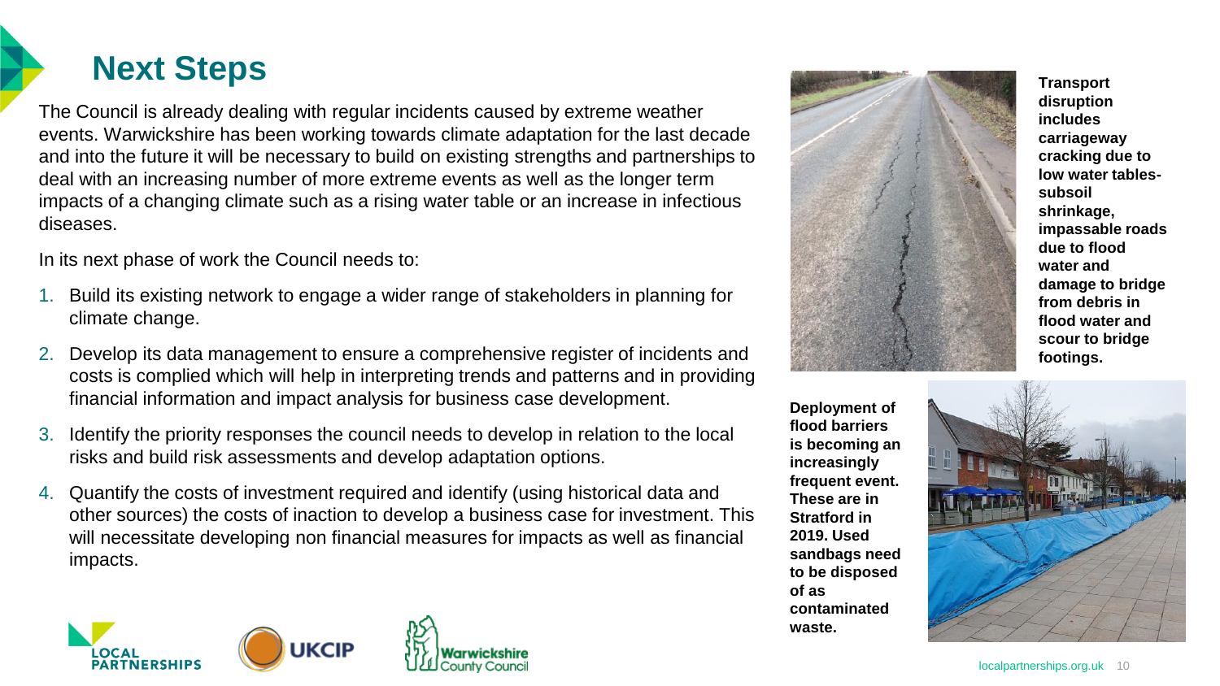# Next Steps

The Council is already dealing with regular incidents caused by extreme weather events. Warwickshire has been working towards climate adaptation for the last decade and into the future it will be necessary to build on existing strengths and partnerships to deal with an increasing number of more extreme events as well as the longer term impacts of a changing climate such as a rising water table or an increase in infectious diseases.

In its next phase of work the Council needs to:

1. Build its existing network to engage a wider range of stakeholders in planning for climate change.
2. Develop its data management to ensure a comprehensive register of incidents and costs is complied which will help in interpreting trends and patterns and in providing financial information and impact analysis for business case development.
3. Identify the priority responses the council needs to develop in relation to the local risks and build risk assessments and develop adaptation options.
4. Quantify the costs of investment required and identify (using historical data and other sources) the costs of inaction to develop a business case for investment. This will necessitate developing non financial measures for impacts as well as financial impacts.

**Transport disruption includes carriageway cracking due to low water tables- subsoil shrinkage, impassable roads due to flood water and damage to bridge from debris in flood water and scour to bridge footings.**

**Deployment of flood barriers is becoming an increasingly frequent event. These are in Stratford in 2019. Used sandbags need to be disposed of as contaminated waste.**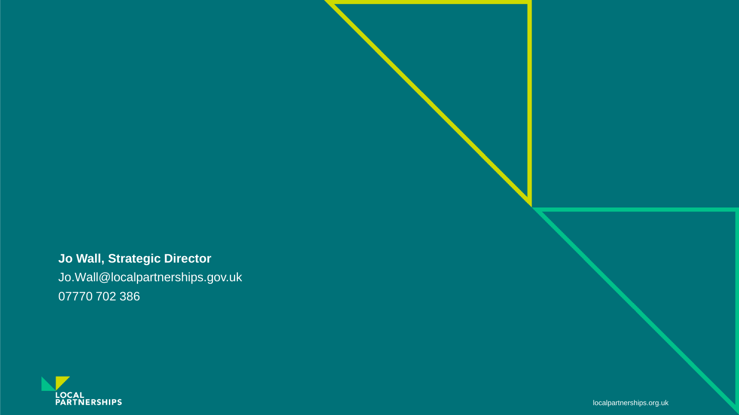**Jo Wall, Strategic Director**

Jo.Wall@localpartnerships.gov.uk

07770 702 386

LOCAL PARTNERSHIPS

localpartnerships.org.uk